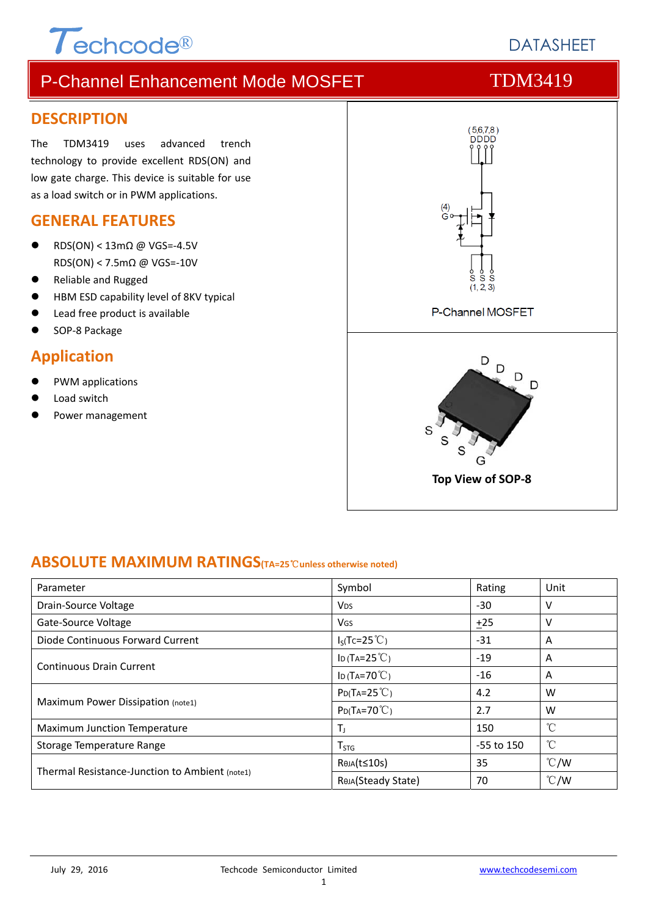Techcode®

DATASHEET

# P-Channel Enhancement Mode MOSFET TDM3419

## DESCRIPTION

The TDM3419 uses advanced trench technology to provide excellent RDS(ON) and low gate charge. This device is suitable for use as a load switch or in PWM applications.

## GENERAL FEATURES

- RDS(ON) < 13mΩ @ VGS=-4.5V
  RDS(ON) < 7.5mΩ @ VGS=-10V
- Reliable and Rugged
- HBM ESD capability level of 8KV typical
- Lead free product is available
- SOP-8 Package

## Application

- PWM applications
- Load switch
- Power management

(5,6,7,8) DDDD

(4) G

S S S (1, 2, 3)

P-Channel MOSFET

D D D D

S S S G

**Top View of SOP-8**

## ABSOLUTE MAXIMUM RATINGS(TA=25℃unless otherwise noted)

| Parameter | Symbol | Rating | Unit |
|---|---|---|---|
| Drain-Source Voltage | $V_{DS}$ | -30 | V |
| Gate-Source Voltage | $V_{GS}$ | ±25 | V |
| Diode Continuous Forward Current | $I_S$(TC=25℃) | -31 | A |
| Continuous Drain Current | $I_D$ (TA=25℃) | -19 | A |
| | $I_D$ (TA=70℃) | -16 | A |
| Maximum Power Dissipation (note1) | $P_D$(TA=25℃) | 4.2 | W |
| | $P_D$(TA=70℃) | 2.7 | W |
| Maximum Junction Temperature | $T_J$ | 150 | ℃ |
| Storage Temperature Range | $T_{STG}$ | -55 to 150 | ℃ |
| Thermal Resistance-Junction to Ambient (note1) | $R_{θJA}$(t≤10s) | 35 | ℃/W |
| | $R_{θJA}$(Steady State) | 70 | ℃/W |

July 29, 2016 Techcode Semiconductor Limited www.techcodesemi.com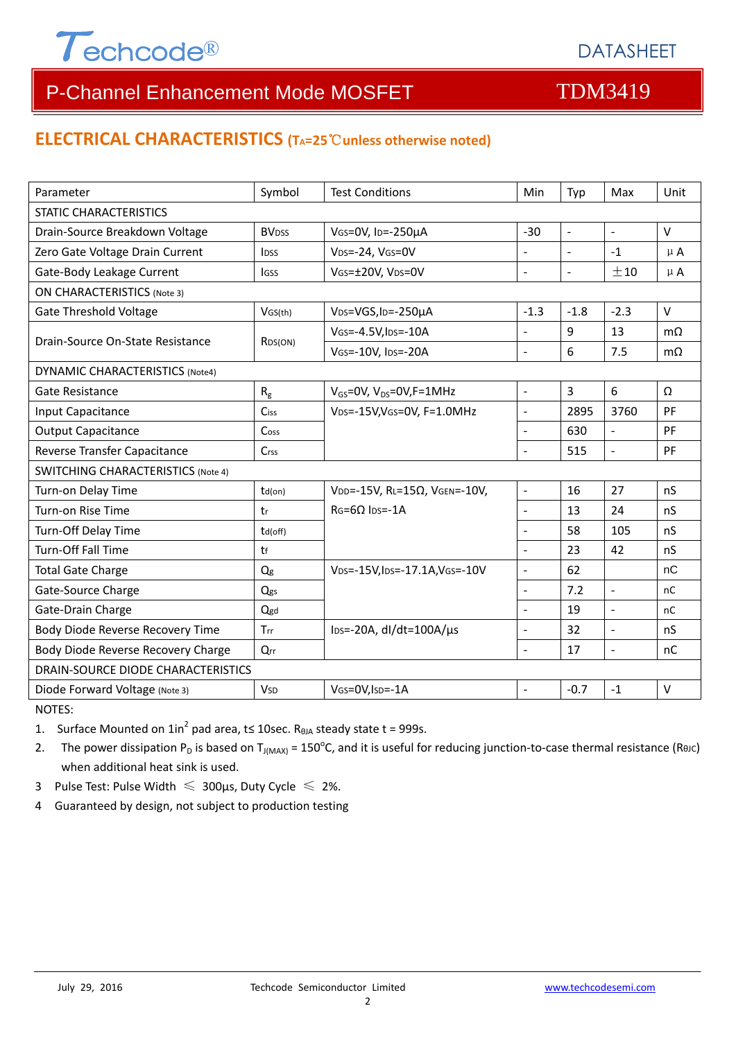## ELECTRICAL CHARACTERISTICS ($T_A$=25℃unless otherwise noted)

| Parameter | Symbol | Test Conditions | Min | Typ | Max | Unit |
|---|---|---|---|---|---|---|
| STATIC CHARACTERISTICS | | | | | | |
| Drain-Source Breakdown Voltage | $BV_{DSS}$ | $V_{GS}$=0V, $I_D$=-250µA | -30 | - | - | V |
| Zero Gate Voltage Drain Current | $I_{DSS}$ | $V_{DS}$=-24, $V_{GS}$=0V | - | - | -1 | µA |
| Gate-Body Leakage Current | $I_{GSS}$ | $V_{GS}$=±20V, $V_{DS}$=0V | - | - | ±10 | µA |
| ON CHARACTERISTICS (Note 3) | | | | | | |
| Gate Threshold Voltage | $V_{GS(th)}$ | $V_{DS}$=VGS,$I_D$=-250µA | -1.3 | -1.8 | -2.3 | V |
| Drain-Source On-State Resistance | $R_{DS(ON)}$ | $V_{GS}$=-4.5V,$I_{DS}$=-10A | - | 9 | 13 | mΩ |
| | | $V_{GS}$=-10V, $I_{DS}$=-20A | - | 6 | 7.5 | mΩ |
| DYNAMIC CHARACTERISTICS (Note4) | | | | | | |
| Gate Resistance | $R_g$ | $V_{GS}$=0V, $V_{DS}$=0V,F=1MHz | - | 3 | 6 | Ω |
| Input Capacitance | $C_{iss}$ | $V_{DS}$=-15V,$V_{GS}$=0V, F=1.0MHz | - | 2895 | 3760 | PF |
| Output Capacitance | $C_{oss}$ | | - | 630 | - | PF |
| Reverse Transfer Capacitance | $C_{rss}$ | | - | 515 | - | PF |
| SWITCHING CHARACTERISTICS (Note 4) | | | | | | |
| Turn-on Delay Time | $t_{d(on)}$ | $V_{DD}$=-15V, $R_L$=15Ω, $V_{GEN}$=-10V, $R_G$=6Ω $I_{DS}$=-1A | - | 16 | 27 | nS |
| Turn-on Rise Time | $t_r$ | | - | 13 | 24 | nS |
| Turn-Off Delay Time | $t_{d(off)}$ | | - | 58 | 105 | nS |
| Turn-Off Fall Time | $t_f$ | | - | 23 | 42 | nS |
| Total Gate Charge | $Q_g$ | $V_{DS}$=-15V,$I_{DS}$=-17.1A,$V_{GS}$=-10V | - | 62 | | nC |
| Gate-Source Charge | $Q_{gs}$ | | - | 7.2 | - | nC |
| Gate-Drain Charge | $Q_{gd}$ | | - | 19 | - | nC |
| Body Diode Reverse Recovery Time | $T_{rr}$ | $I_{DS}$=-20A, dI/dt=100A/µs | - | 32 | - | nS |
| Body Diode Reverse Recovery Charge | $Q_{rr}$ | | - | 17 | - | nC |
| DRAIN-SOURCE DIODE CHARACTERISTICS | | | | | | |
| Diode Forward Voltage (Note 3) | $V_{SD}$ | $V_{GS}$=0V,$I_{SD}$=-1A | - | -0.7 | -1 | V |

NOTES:

1. Surface Mounted on 1in$^2$ pad area, t≤ 10sec. $R_{\theta JA}$ steady state t = 999s.
2. The power dissipation $P_D$ is based on $T_{J(MAX)}$ = 150°C, and it is useful for reducing junction-to-case thermal resistance ($R_{\theta JC}$) when additional heat sink is used.
3. Pulse Test: Pulse Width ≤ 300µs, Duty Cycle ≤ 2%.
4. Guaranteed by design, not subject to production testing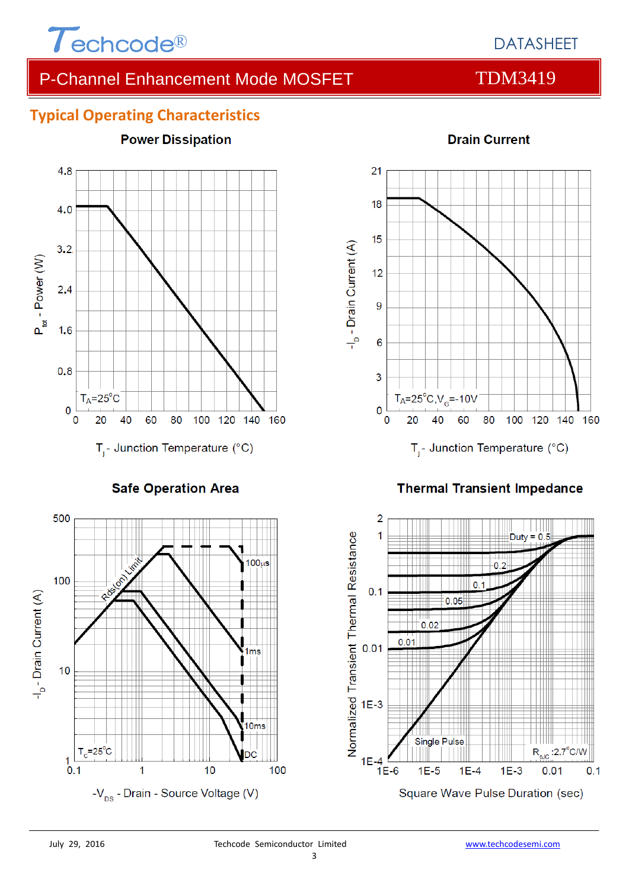## Typical Operating Characteristics

**Power Dissipation**

$T_A$=25°C

$P_{tot}$ - Power (W)

$T_j$ - Junction Temperature (°C)

**Drain Current**

$T_A$=25°C, $V_G$=-10V

$-I_D$ - Drain Current (A)

$T_j$ - Junction Temperature (°C)

**Safe Operation Area**

Rds(on) Limit, 100µs, 1ms, 10ms, DC

$T_C$=25°C

$-I_D$ - Drain Current (A)

$-V_{DS}$ - Drain - Source Voltage (V)

**Thermal Transient Impedance**

Duty = 0.5, 0.2, 0.1, 0.05, 0.02, 0.01, Single Pulse

$R_{θJC}$ :2.7°C/W

Normalized Transient Thermal Resistance

Square Wave Pulse Duration (sec)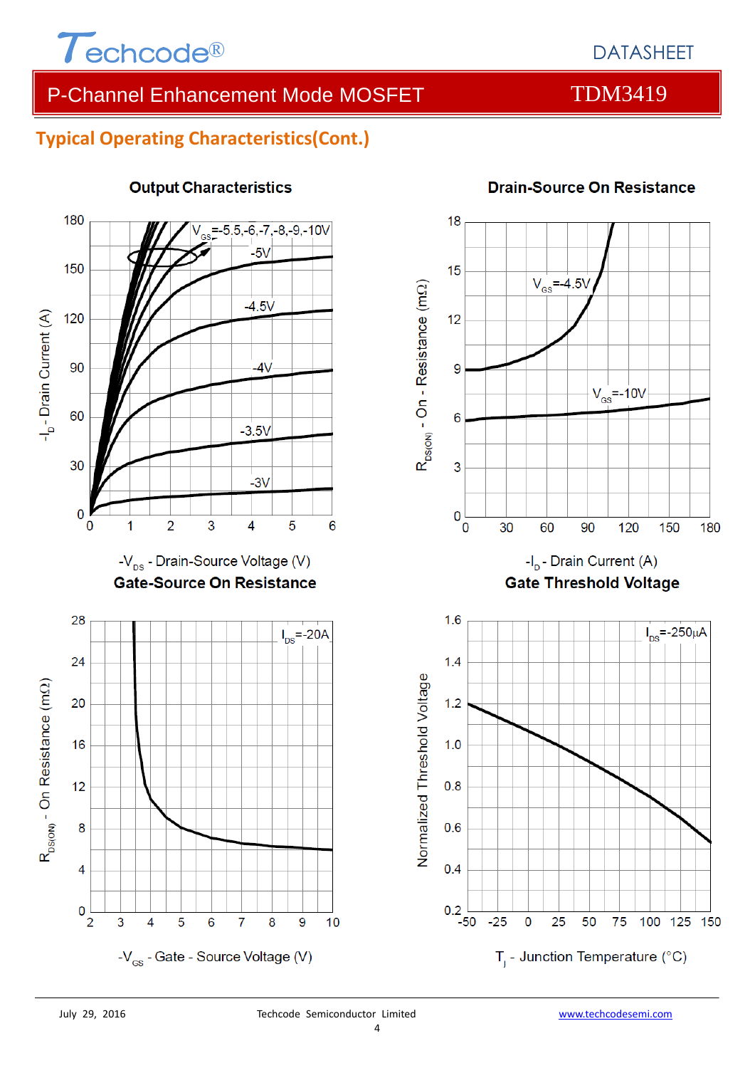## Typical Operating Characteristics(Cont.)

**Output Characteristics**

$V_{GS}$=-5.5,-6,-7,-8,-9,-10V

-5V

-4.5V

-4V

-3.5V

-3V

$-I_D$ - Drain Current (A)

$-V_{DS}$ - Drain-Source Voltage (V)

**Drain-Source On Resistance**

$V_{GS}$=-4.5V

$V_{GS}$=-10V

$R_{DS(ON)}$ - On - Resistance (mΩ)

$-I_D$ - Drain Current (A)

**Gate-Source On Resistance**

$I_{DS}$=-20A

$R_{DS(ON)}$ - On Resistance (mΩ)

$-V_{GS}$ - Gate - Source Voltage (V)

**Gate Threshold Voltage**

$I_{DS}$=-250μA

Normalized Threshold Voltage

$T_j$ - Junction Temperature (°C)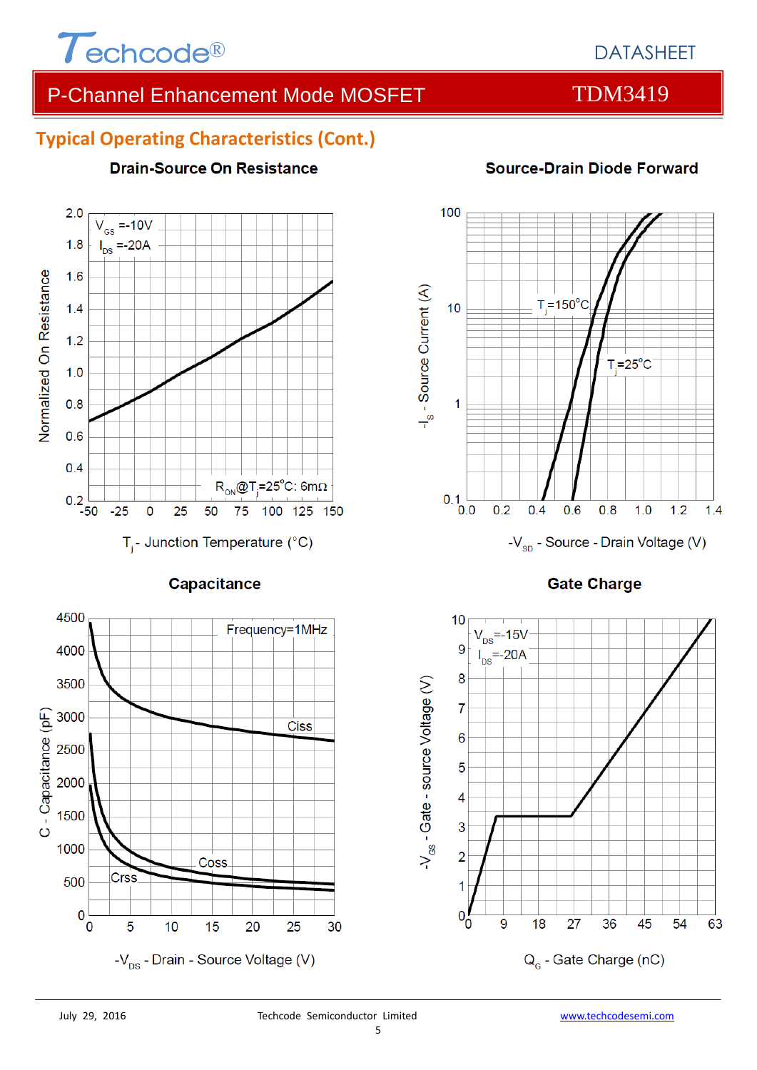## Typical Operating Characteristics (Cont.)

### Drain-Source On Resistance

$V_{GS}$ =-10V
$I_{DS}$ =-20A

$R_{ON}$@$T_j$=25°C: 6mΩ

Normalized On Resistance

$T_j$ - Junction Temperature (°C)

### Source-Drain Diode Forward

$T_j$=150°C
$T_j$=25°C

$-I_S$ - Source Current (A)

$-V_{SD}$ - Source - Drain Voltage (V)

### Capacitance

Frequency=1MHz

Ciss
Coss
Crss

C - Capacitance (pF)

$-V_{DS}$ - Drain - Source Voltage (V)

### Gate Charge

$V_{DS}$=-15V
$I_{DS}$=-20A

$-V_{GS}$ - Gate - source Voltage (V)

$Q_G$ - Gate Charge (nC)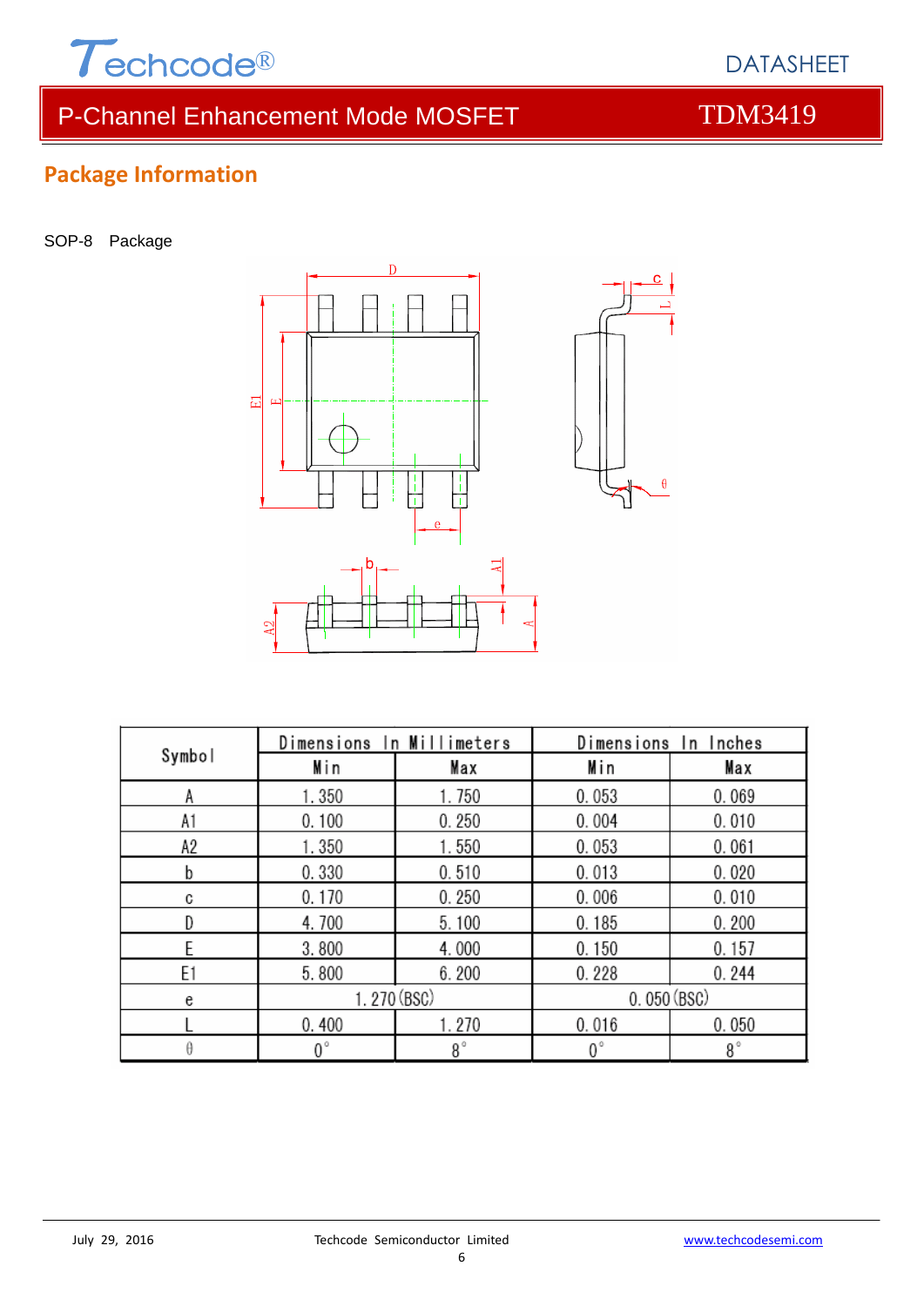## Package Information

SOP-8 Package

| Symbol | Dimensions In Millimeters | | Dimensions In Inches | |
|---|---|---|---|---|
| | Min | Max | Min | Max |
| A | 1.350 | 1.750 | 0.053 | 0.069 |
| A1 | 0.100 | 0.250 | 0.004 | 0.010 |
| A2 | 1.350 | 1.550 | 0.053 | 0.061 |
| b | 0.330 | 0.510 | 0.013 | 0.020 |
| c | 0.170 | 0.250 | 0.006 | 0.010 |
| D | 4.700 | 5.100 | 0.185 | 0.200 |
| E | 3.800 | 4.000 | 0.150 | 0.157 |
| E1 | 5.800 | 6.200 | 0.228 | 0.244 |
| e | 1.270 (BSC) | | 0.050 (BSC) | |
| L | 0.400 | 1.270 | 0.016 | 0.050 |
| θ | 0° | 8° | 0° | 8° |

July 29, 2016 Techcode Semiconductor Limited www.techcodesemi.com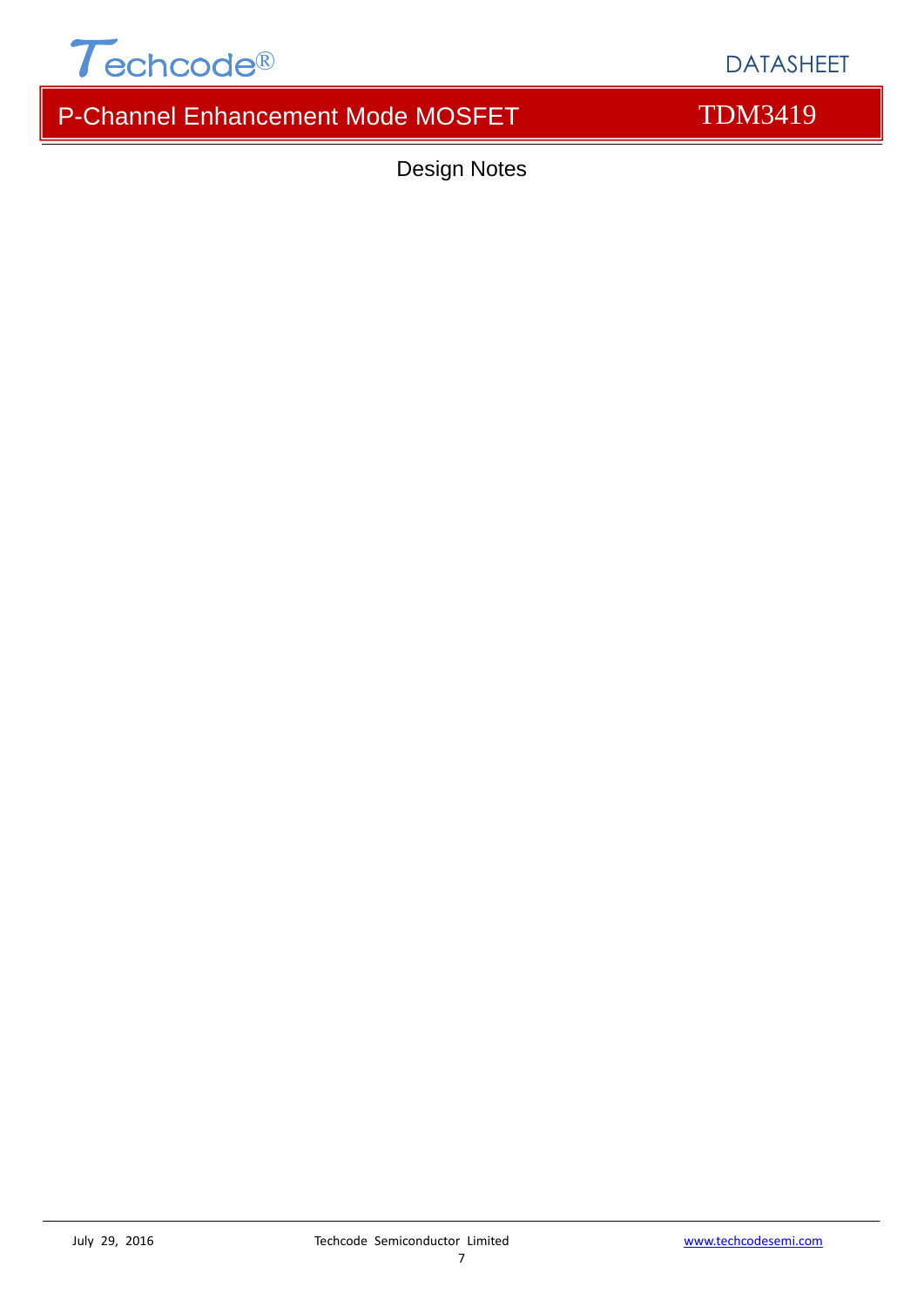Design Notes